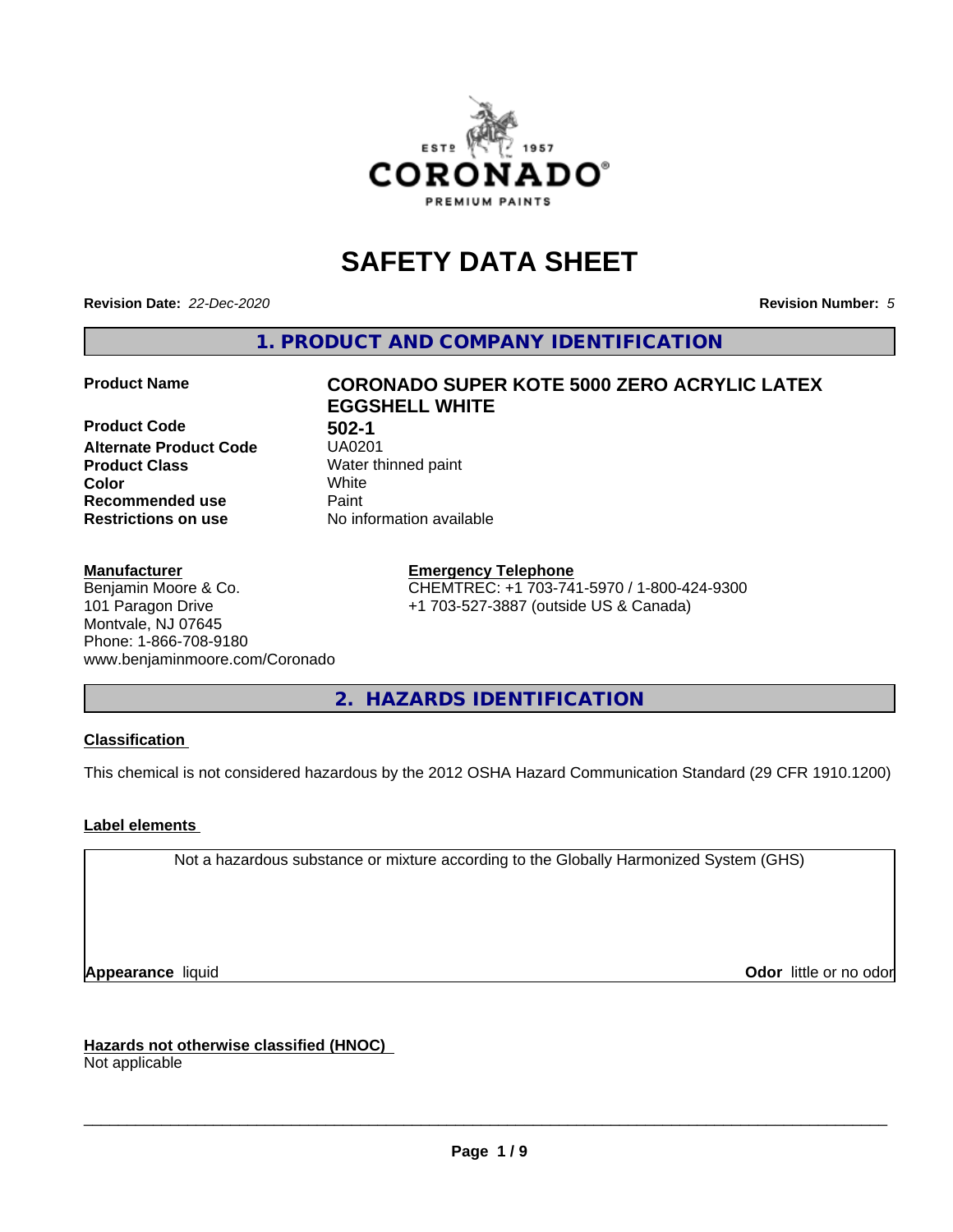# SAFETY DATA SHEET

**Revision Date:** *22-Dec-2020*

**Revision Number:** *5*

## 1. PRODUCT AND COMPANY IDENTIFICATION

| | |
|---|---|
| **Product Name** | **CORONADO SUPER KOTE 5000 ZERO ACRYLIC LATEX EGGSHELL WHITE** |
| **Product Code** | **502-1** |
| **Alternate Product Code** | UA0201 |
| **Product Class** | Water thinned paint |
| **Color** | White |
| **Recommended use** | Paint |
| **Restrictions on use** | No information available |

**Manufacturer**
Benjamin Moore & Co.
101 Paragon Drive
Montvale, NJ 07645
Phone: 1-866-708-9180
www.benjaminmoore.com/Coronado

**Emergency Telephone**
CHEMTREC: +1 703-741-5970 / 1-800-424-9300
+1 703-527-3887 (outside US & Canada)

## 2. HAZARDS IDENTIFICATION

**Classification**

This chemical is not considered hazardous by the 2012 OSHA Hazard Communication Standard (29 CFR 1910.1200)

**Label elements**

Not a hazardous substance or mixture according to the Globally Harmonized System (GHS)

**Appearance** liquid

**Odor** little or no odor

**Hazards not otherwise classified (HNOC)**
Not applicable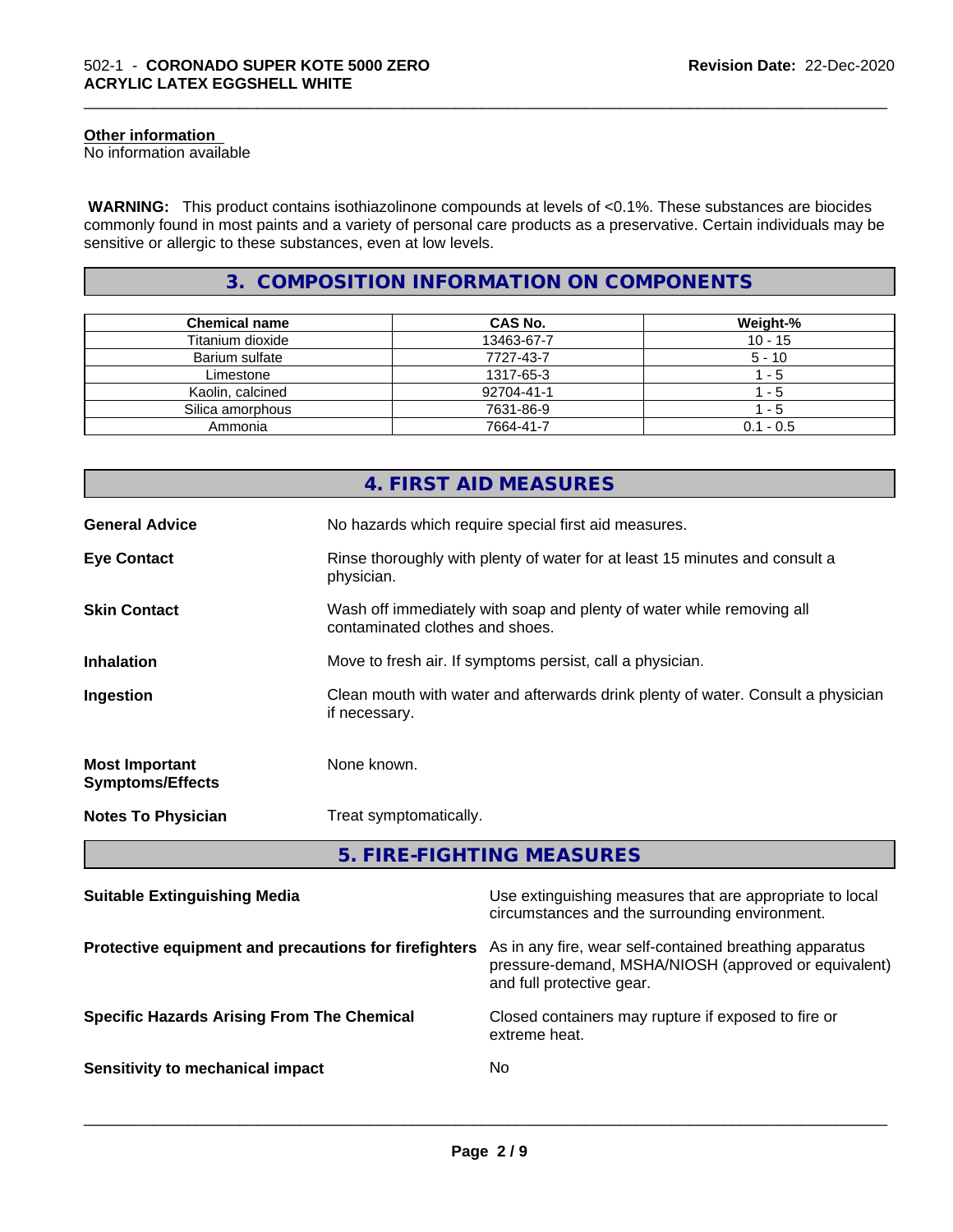**Other information**
No information available

**WARNING:** This product contains isothiazolinone compounds at levels of <0.1%. These substances are biocides commonly found in most paints and a variety of personal care products as a preservative. Certain individuals may be sensitive or allergic to these substances, even at low levels.

## 3. COMPOSITION INFORMATION ON COMPONENTS

| Chemical name | CAS No. | Weight-% |
|---|---|---|
| Titanium dioxide | 13463-67-7 | 10 - 15 |
| Barium sulfate | 7727-43-7 | 5 - 10 |
| Limestone | 1317-65-3 | 1 - 5 |
| Kaolin, calcined | 92704-41-1 | 1 - 5 |
| Silica amorphous | 7631-86-9 | 1 - 5 |
| Ammonia | 7664-41-7 | 0.1 - 0.5 |

## 4. FIRST AID MEASURES

**General Advice**
No hazards which require special first aid measures.

**Eye Contact**
Rinse thoroughly with plenty of water for at least 15 minutes and consult a physician.

**Skin Contact**
Wash off immediately with soap and plenty of water while removing all contaminated clothes and shoes.

**Inhalation**
Move to fresh air. If symptoms persist, call a physician.

**Ingestion**
Clean mouth with water and afterwards drink plenty of water. Consult a physician if necessary.

**Most Important Symptoms/Effects**
None known.

**Notes To Physician**
Treat symptomatically.

## 5. FIRE-FIGHTING MEASURES

**Suitable Extinguishing Media**
Use extinguishing measures that are appropriate to local circumstances and the surrounding environment.

**Protective equipment and precautions for firefighters**
As in any fire, wear self-contained breathing apparatus pressure-demand, MSHA/NIOSH (approved or equivalent) and full protective gear.

**Specific Hazards Arising From The Chemical**
Closed containers may rupture if exposed to fire or extreme heat.

**Sensitivity to mechanical impact**
No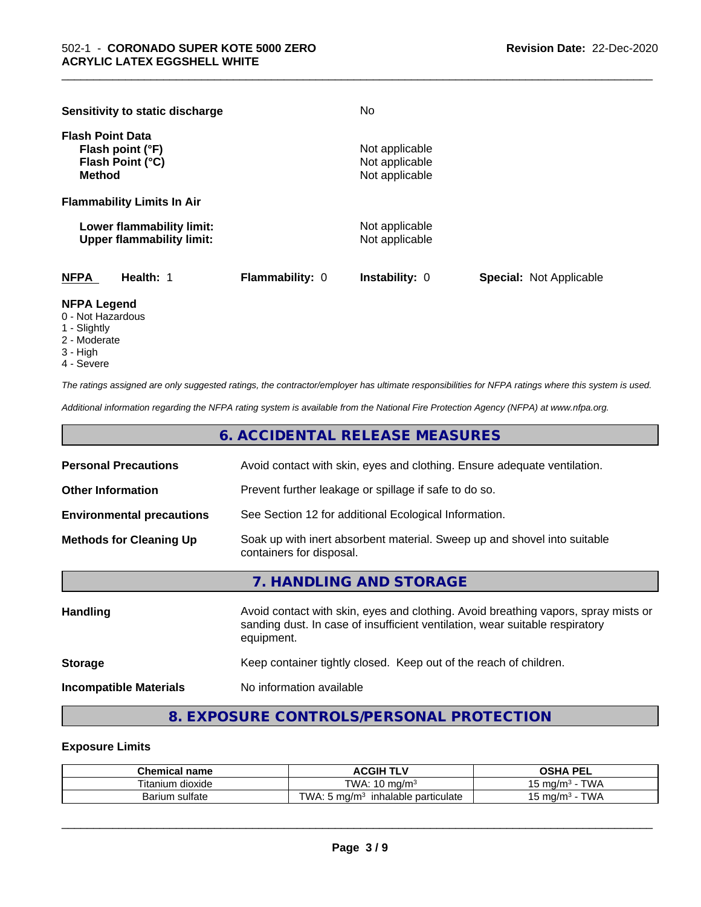**Sensitivity to static discharge** No

**Flash Point Data**
**Flash point (°F)** Not applicable
**Flash Point (°C)** Not applicable
**Method** Not applicable

**Flammability Limits In Air**

**Lower flammability limit:** Not applicable
**Upper flammability limit:** Not applicable

| NFPA | Health: 1 | Flammability: 0 | Instability: 0 | Special: Not Applicable |
|---|---|---|---|---|

**NFPA Legend**
- 0 - Not Hazardous
- 1 - Slightly
- 2 - Moderate
- 3 - High
- 4 - Severe

*The ratings assigned are only suggested ratings, the contractor/employer has ultimate responsibilities for NFPA ratings where this system is used.*

*Additional information regarding the NFPA rating system is available from the National Fire Protection Agency (NFPA) at www.nfpa.org.*

## 6. ACCIDENTAL RELEASE MEASURES

**Personal Precautions** Avoid contact with skin, eyes and clothing. Ensure adequate ventilation.

**Other Information** Prevent further leakage or spillage if safe to do so.

**Environmental precautions** See Section 12 for additional Ecological Information.

**Methods for Cleaning Up** Soak up with inert absorbent material. Sweep up and shovel into suitable containers for disposal.

## 7. HANDLING AND STORAGE

**Handling** Avoid contact with skin, eyes and clothing. Avoid breathing vapors, spray mists or sanding dust. In case of insufficient ventilation, wear suitable respiratory equipment.

**Storage** Keep container tightly closed. Keep out of the reach of children.

**Incompatible Materials** No information available

## 8. EXPOSURE CONTROLS/PERSONAL PROTECTION

**Exposure Limits**

| Chemical name | ACGIH TLV | OSHA PEL |
|---|---|---|
| Titanium dioxide | TWA: 10 mg/m³ | 15 mg/m³ - TWA |
| Barium sulfate | TWA: 5 mg/m³ inhalable particulate | 15 mg/m³ - TWA |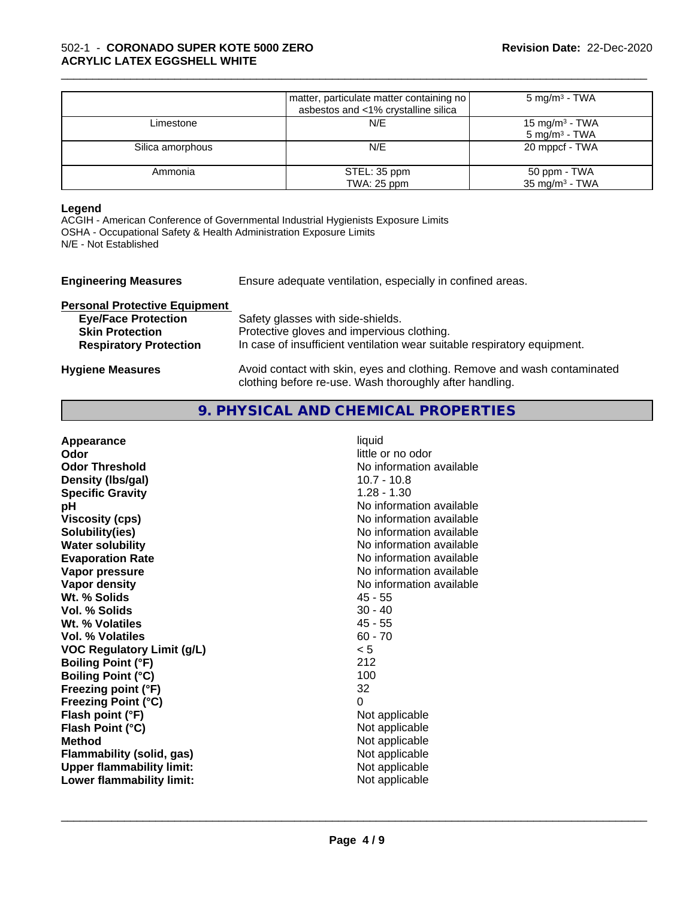| | matter, particulate matter containing no asbestos and <1% crystalline silica | 5 mg/m³ - TWA |
|---|---|---|
| Limestone | N/E | 15 mg/m³ - TWA<br>5 mg/m³ - TWA |
| Silica amorphous | N/E | 20 mppcf - TWA |
| Ammonia | STEL: 35 ppm<br>TWA: 25 ppm | 50 ppm - TWA<br>35 mg/m³ - TWA |

**Legend**
ACGIH - American Conference of Governmental Industrial Hygienists Exposure Limits
OSHA - Occupational Safety & Health Administration Exposure Limits
N/E - Not Established

**Engineering Measures** Ensure adequate ventilation, especially in confined areas.

**Personal Protective Equipment**

- **Eye/Face Protection** Safety glasses with side-shields.
- **Skin Protection** Protective gloves and impervious clothing.
- **Respiratory Protection** In case of insufficient ventilation wear suitable respiratory equipment.

**Hygiene Measures** Avoid contact with skin, eyes and clothing. Remove and wash contaminated clothing before re-use. Wash thoroughly after handling.

## 9. PHYSICAL AND CHEMICAL PROPERTIES

| | |
|---|---|
| **Appearance** | liquid |
| **Odor** | little or no odor |
| **Odor Threshold** | No information available |
| **Density (lbs/gal)** | 10.7 - 10.8 |
| **Specific Gravity** | 1.28 - 1.30 |
| **pH** | No information available |
| **Viscosity (cps)** | No information available |
| **Solubility(ies)** | No information available |
| **Water solubility** | No information available |
| **Evaporation Rate** | No information available |
| **Vapor pressure** | No information available |
| **Vapor density** | No information available |
| **Wt. % Solids** | 45 - 55 |
| **Vol. % Solids** | 30 - 40 |
| **Wt. % Volatiles** | 45 - 55 |
| **Vol. % Volatiles** | 60 - 70 |
| **VOC Regulatory Limit (g/L)** | < 5 |
| **Boiling Point (°F)** | 212 |
| **Boiling Point (°C)** | 100 |
| **Freezing point (°F)** | 32 |
| **Freezing Point (°C)** | 0 |
| **Flash point (°F)** | Not applicable |
| **Flash Point (°C)** | Not applicable |
| **Method** | Not applicable |
| **Flammability (solid, gas)** | Not applicable |
| **Upper flammability limit:** | Not applicable |
| **Lower flammability limit:** | Not applicable |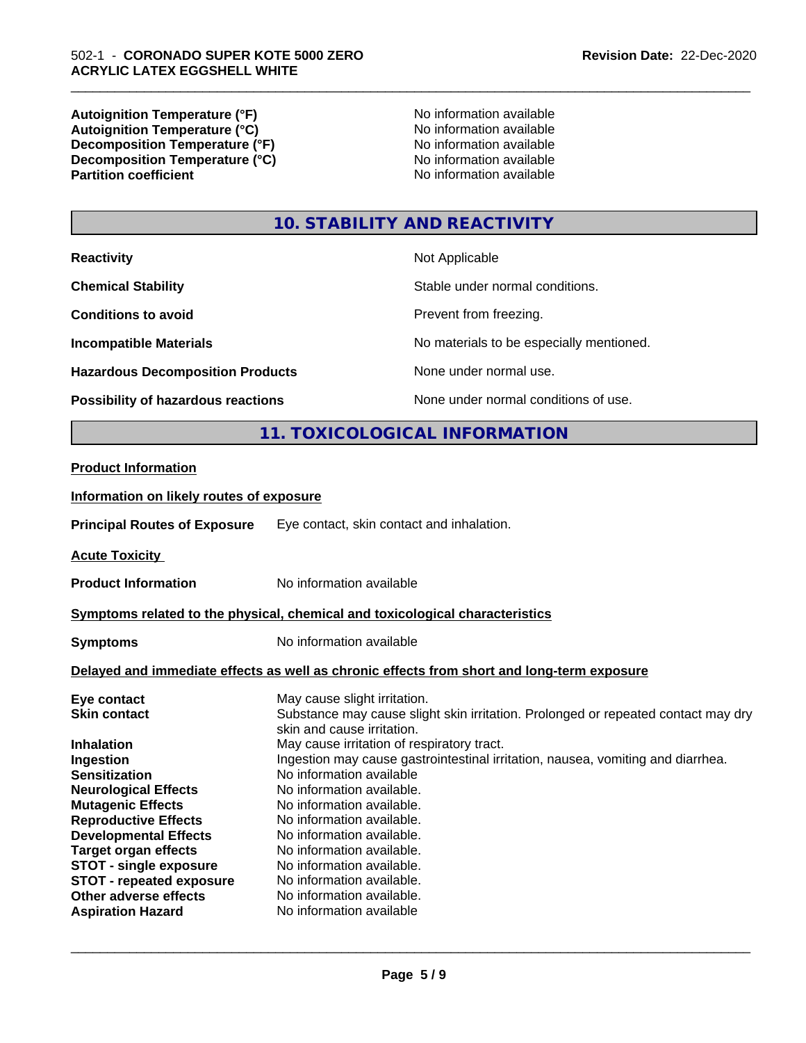| | |
|---|---|
| **Autoignition Temperature (°F)** | No information available |
| **Autoignition Temperature (°C)** | No information available |
| **Decomposition Temperature (°F)** | No information available |
| **Decomposition Temperature (°C)** | No information available |
| **Partition coefficient** | No information available |

## 10. STABILITY AND REACTIVITY

| | |
|---|---|
| **Reactivity** | Not Applicable |
| **Chemical Stability** | Stable under normal conditions. |
| **Conditions to avoid** | Prevent from freezing. |
| **Incompatible Materials** | No materials to be especially mentioned. |
| **Hazardous Decomposition Products** | None under normal use. |
| **Possibility of hazardous reactions** | None under normal conditions of use. |

## 11. TOXICOLOGICAL INFORMATION

**Product Information**

**Information on likely routes of exposure**

**Principal Routes of Exposure** Eye contact, skin contact and inhalation.

**Acute Toxicity**

**Product Information** No information available

**Symptoms related to the physical, chemical and toxicological characteristics**

**Symptoms** No information available

**Delayed and immediate effects as well as chronic effects from short and long-term exposure**

| | |
|---|---|
| **Eye contact** | May cause slight irritation. |
| **Skin contact** | Substance may cause slight skin irritation. Prolonged or repeated contact may dry skin and cause irritation. |
| **Inhalation** | May cause irritation of respiratory tract. |
| **Ingestion** | Ingestion may cause gastrointestinal irritation, nausea, vomiting and diarrhea. |
| **Sensitization** | No information available |
| **Neurological Effects** | No information available. |
| **Mutagenic Effects** | No information available. |
| **Reproductive Effects** | No information available. |
| **Developmental Effects** | No information available. |
| **Target organ effects** | No information available. |
| **STOT - single exposure** | No information available. |
| **STOT - repeated exposure** | No information available. |
| **Other adverse effects** | No information available. |
| **Aspiration Hazard** | No information available |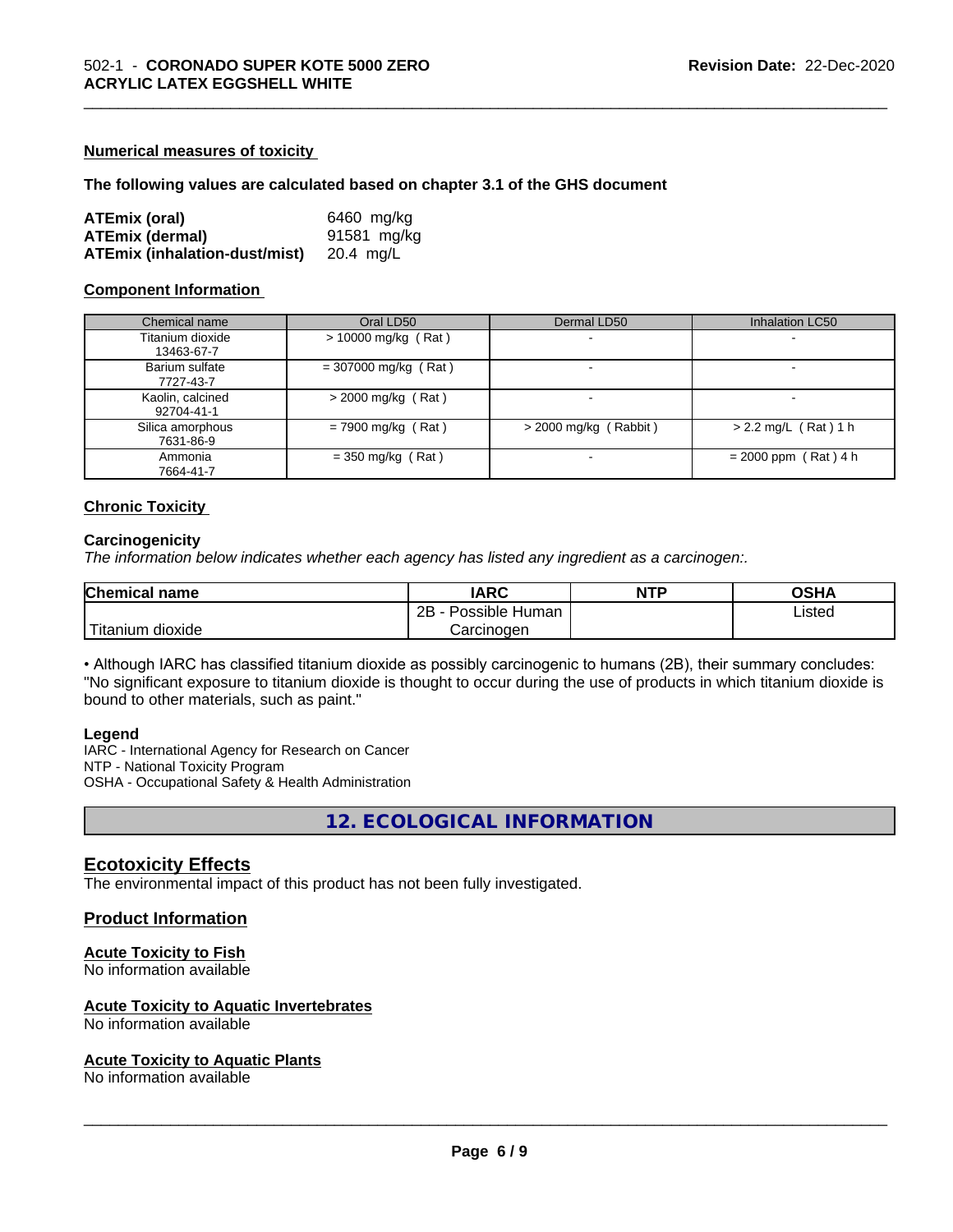#### Numerical measures of toxicity

**The following values are calculated based on chapter 3.1 of the GHS document**

| | |
|---|---|
| **ATEmix (oral)** | 6460 mg/kg |
| **ATEmix (dermal)** | 91581 mg/kg |
| **ATEmix (inhalation-dust/mist)** | 20.4 mg/L |

#### Component Information

| Chemical name | Oral LD50 | Dermal LD50 | Inhalation LC50 |
|---|---|---|---|
| Titanium dioxide<br>13463-67-7 | > 10000 mg/kg (Rat) | - | - |
| Barium sulfate<br>7727-43-7 | = 307000 mg/kg (Rat) | - | - |
| Kaolin, calcined<br>92704-41-1 | > 2000 mg/kg (Rat) | - | - |
| Silica amorphous<br>7631-86-9 | = 7900 mg/kg (Rat) | > 2000 mg/kg (Rabbit) | > 2.2 mg/L (Rat) 1 h |
| Ammonia<br>7664-41-7 | = 350 mg/kg (Rat) | - | = 2000 ppm (Rat) 4 h |

#### Chronic Toxicity

**Carcinogenicity**

*The information below indicates whether each agency has listed any ingredient as a carcinogen:.*

| Chemical name | IARC | NTP | OSHA |
|---|---|---|---|
| Titanium dioxide | 2B - Possible Human Carcinogen | | Listed |

• Although IARC has classified titanium dioxide as possibly carcinogenic to humans (2B), their summary concludes: "No significant exposure to titanium dioxide is thought to occur during the use of products in which titanium dioxide is bound to other materials, such as paint."

**Legend**

IARC - International Agency for Research on Cancer
NTP - National Toxicity Program
OSHA - Occupational Safety & Health Administration

## 12. ECOLOGICAL INFORMATION

### Ecotoxicity Effects

The environmental impact of this product has not been fully investigated.

### Product Information

#### Acute Toxicity to Fish

No information available

#### Acute Toxicity to Aquatic Invertebrates

No information available

#### Acute Toxicity to Aquatic Plants

No information available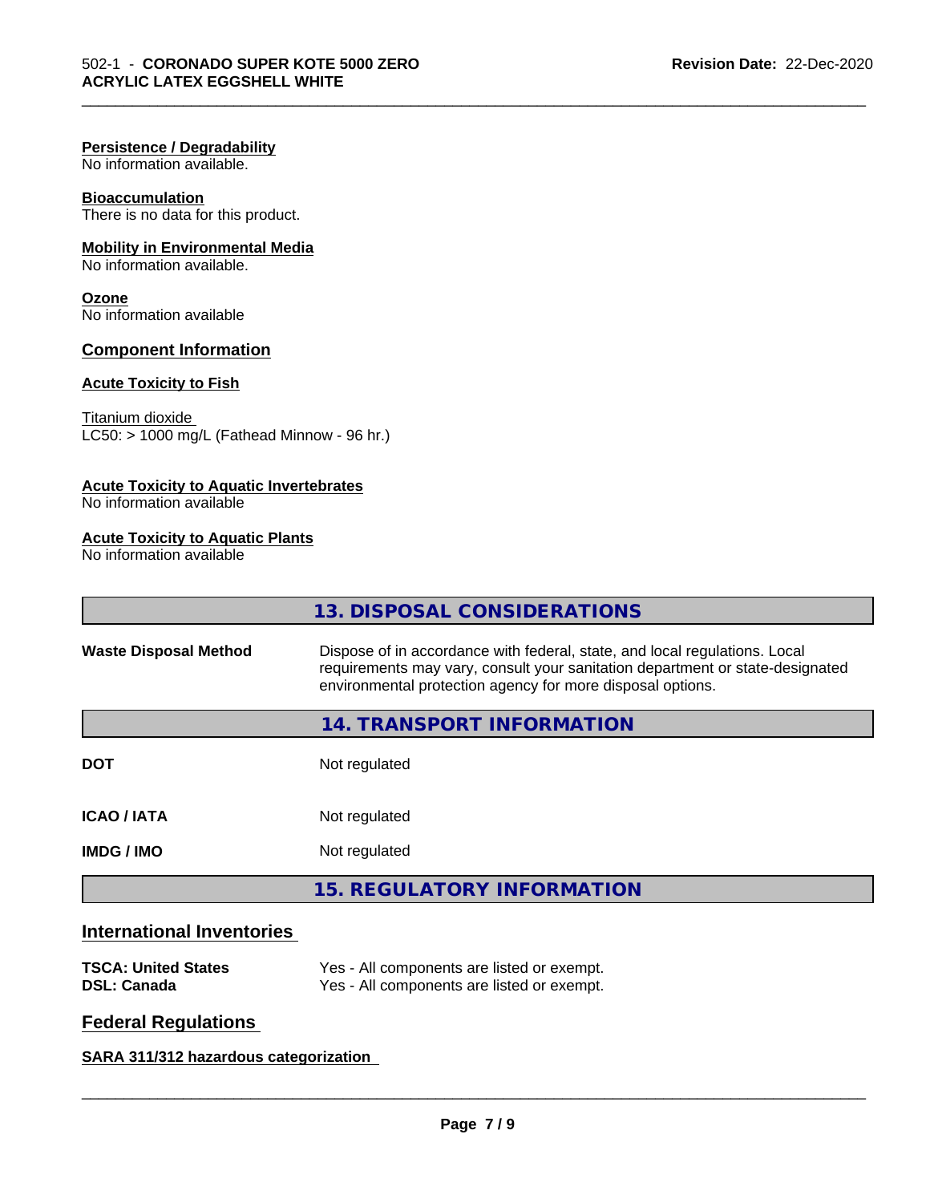**Persistence / Degradability**
No information available.

**Bioaccumulation**
There is no data for this product.

**Mobility in Environmental Media**
No information available.

**Ozone**
No information available

### Component Information

**Acute Toxicity to Fish**

Titanium dioxide
LC50: > 1000 mg/L (Fathead Minnow - 96 hr.)

**Acute Toxicity to Aquatic Invertebrates**
No information available

**Acute Toxicity to Aquatic Plants**
No information available

## 13. DISPOSAL CONSIDERATIONS

| | |
|---|---|
| **Waste Disposal Method** | Dispose of in accordance with federal, state, and local regulations. Local requirements may vary, consult your sanitation department or state-designated environmental protection agency for more disposal options. |

## 14. TRANSPORT INFORMATION

| | |
|---|---|
| **DOT** | Not regulated |
| **ICAO / IATA** | Not regulated |
| **IMDG / IMO** | Not regulated |

## 15. REGULATORY INFORMATION

### International Inventories

| | |
|---|---|
| **TSCA: United States** | Yes - All components are listed or exempt. |
| **DSL: Canada** | Yes - All components are listed or exempt. |

### Federal Regulations

**SARA 311/312 hazardous categorization**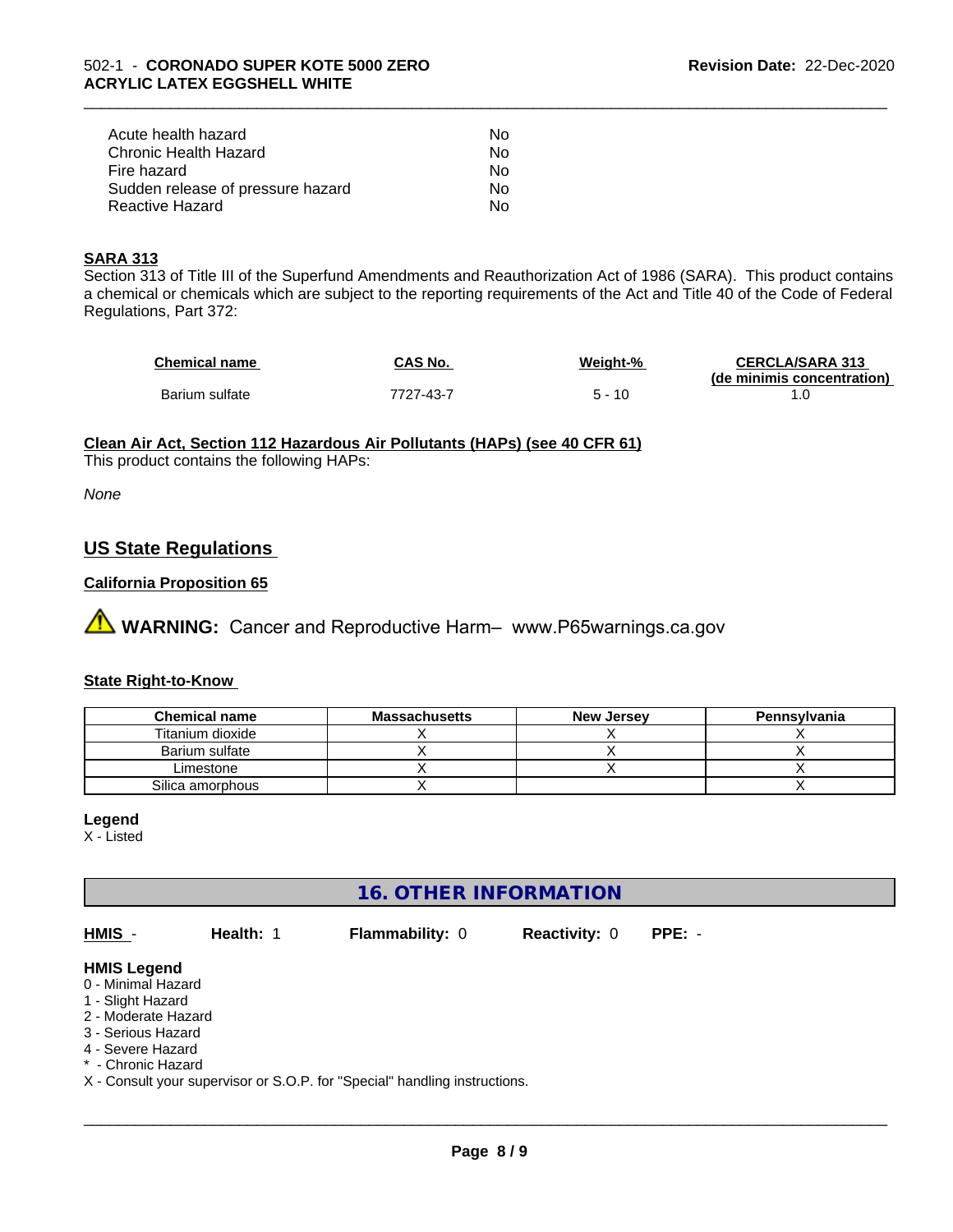| | |
|---|---|
| Acute health hazard | No |
| Chronic Health Hazard | No |
| Fire hazard | No |
| Sudden release of pressure hazard | No |
| Reactive Hazard | No |

**SARA 313**

Section 313 of Title III of the Superfund Amendments and Reauthorization Act of 1986 (SARA). This product contains a chemical or chemicals which are subject to the reporting requirements of the Act and Title 40 of the Code of Federal Regulations, Part 372:

| Chemical name | CAS No. | Weight-% | CERCLA/SARA 313 (de minimis concentration) |
|---|---|---|---|
| Barium sulfate | 7727-43-7 | 5 - 10 | 1.0 |

**Clean Air Act, Section 112 Hazardous Air Pollutants (HAPs) (see 40 CFR 61)**

This product contains the following HAPs:

*None*

## US State Regulations

**California Proposition 65**

⚠ **WARNING:** Cancer and Reproductive Harm– www.P65warnings.ca.gov

**State Right-to-Know**

| Chemical name | Massachusetts | New Jersey | Pennsylvania |
|---|---|---|---|
| Titanium dioxide | X | X | X |
| Barium sulfate | X | X | X |
| Limestone | X | X | X |
| Silica amorphous | X | | X |

**Legend**

X - Listed

## 16. OTHER INFORMATION

**HMIS** - **Health:** 1 **Flammability:** 0 **Reactivity:** 0 **PPE:** -

**HMIS Legend**

0 - Minimal Hazard
1 - Slight Hazard
2 - Moderate Hazard
3 - Serious Hazard
4 - Severe Hazard
* - Chronic Hazard
X - Consult your supervisor or S.O.P. for "Special" handling instructions.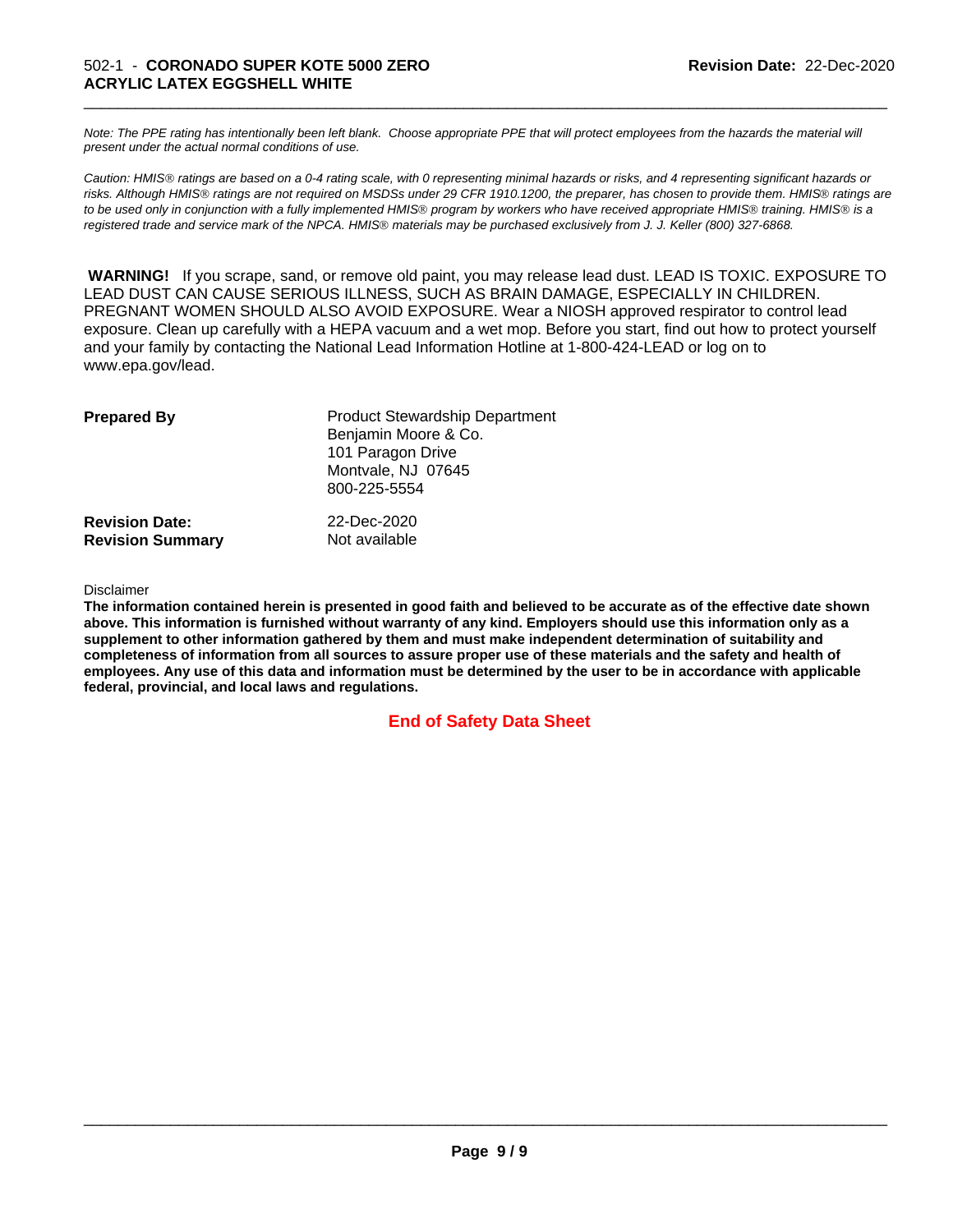*Note: The PPE rating has intentionally been left blank. Choose appropriate PPE that will protect employees from the hazards the material will present under the actual normal conditions of use.*

*Caution: HMIS® ratings are based on a 0-4 rating scale, with 0 representing minimal hazards or risks, and 4 representing significant hazards or risks. Although HMIS® ratings are not required on MSDSs under 29 CFR 1910.1200, the preparer, has chosen to provide them. HMIS® ratings are to be used only in conjunction with a fully implemented HMIS® program by workers who have received appropriate HMIS® training. HMIS® is a registered trade and service mark of the NPCA. HMIS® materials may be purchased exclusively from J. J. Keller (800) 327-6868.*

**WARNING!** If you scrape, sand, or remove old paint, you may release lead dust. LEAD IS TOXIC. EXPOSURE TO LEAD DUST CAN CAUSE SERIOUS ILLNESS, SUCH AS BRAIN DAMAGE, ESPECIALLY IN CHILDREN. PREGNANT WOMEN SHOULD ALSO AVOID EXPOSURE. Wear a NIOSH approved respirator to control lead exposure. Clean up carefully with a HEPA vacuum and a wet mop. Before you start, find out how to protect yourself and your family by contacting the National Lead Information Hotline at 1-800-424-LEAD or log on to www.epa.gov/lead.

| | |
|---|---|
| **Prepared By** | Product Stewardship Department<br>Benjamin Moore & Co.<br>101 Paragon Drive<br>Montvale, NJ 07645<br>800-225-5554 |
| **Revision Date:** | 22-Dec-2020 |
| **Revision Summary** | Not available |

Disclaimer

**The information contained herein is presented in good faith and believed to be accurate as of the effective date shown above. This information is furnished without warranty of any kind. Employers should use this information only as a supplement to other information gathered by them and must make independent determination of suitability and completeness of information from all sources to assure proper use of these materials and the safety and health of employees. Any use of this data and information must be determined by the user to be in accordance with applicable federal, provincial, and local laws and regulations.**

**End of Safety Data Sheet**